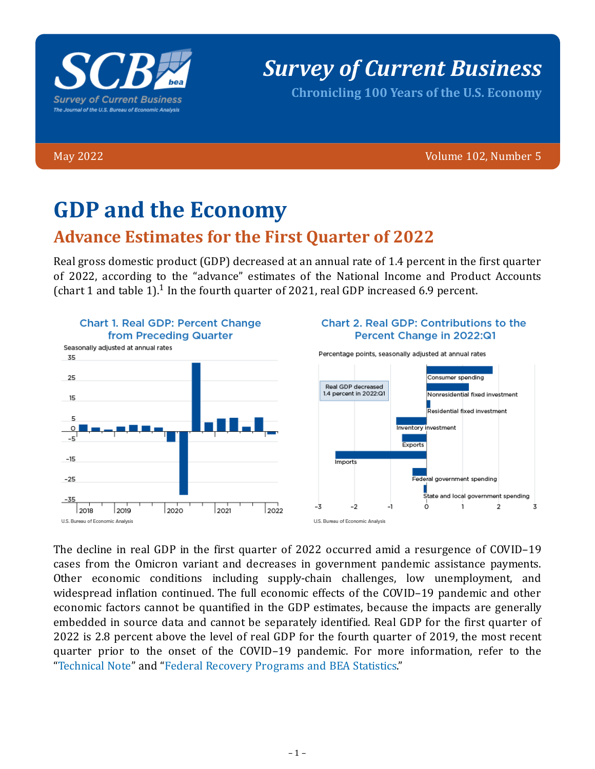Survey of Current Business

Chronicling 100 Years of the U.S. Economy

May 2022 Volume 102, Number 5

# GDP and the Economy

## Advance Estimates for the First Quarter of 2022

Real gross domestic product (GDP) decreased at an annual rate of 1.4 percent in the first quarter of 2022, according to the "advance" estimates of the National Income and Product Accounts (chart 1 and table 1).[1] In the fourth quarter of 2021, real GDP increased 6.9 percent.

Chart 1. Real GDP: Percent Change from Preceding Quarter

Seasonally adjusted at annual rates

U.S. Bureau of Economic Analysis

Chart 2. Real GDP: Contributions to the Percent Change in 2022:Q1

Percentage points, seasonally adjusted at annual rates

Real GDP decreased 1.4 percent in 2022:Q1

U.S. Bureau of Economic Analysis

The decline in real GDP in the first quarter of 2022 occurred amid a resurgence of COVID–19 cases from the Omicron variant and decreases in government pandemic assistance payments. Other economic conditions including supply-chain challenges, low unemployment, and widespread inflation continued. The full economic effects of the COVID–19 pandemic and other economic factors cannot be quantified in the GDP estimates, because the impacts are generally embedded in source data and cannot be separately identified. Real GDP for the first quarter of 2022 is 2.8 percent above the level of real GDP for the fourth quarter of 2019, the most recent quarter prior to the onset of the COVID–19 pandemic. For more information, refer to the "Technical Note" and "Federal Recovery Programs and BEA Statistics."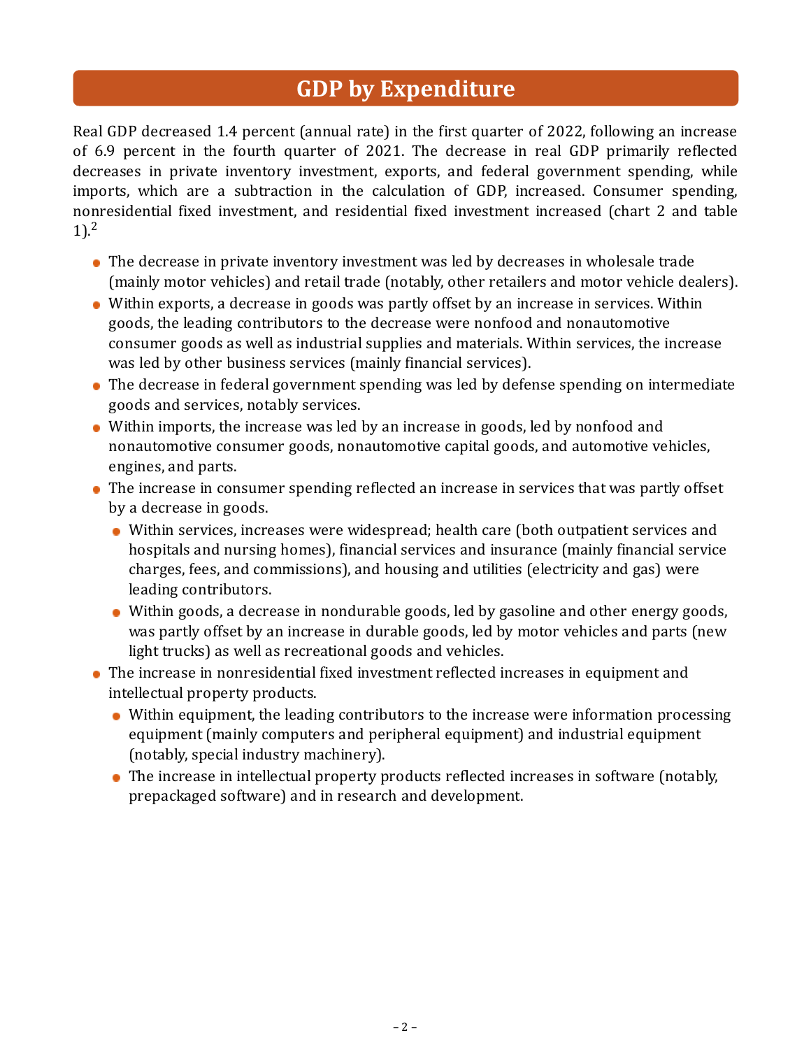## GDP by Expenditure

Real GDP decreased 1.4 percent (annual rate) in the first quarter of 2022, following an increase of 6.9 percent in the fourth quarter of 2021. The decrease in real GDP primarily reflected decreases in private inventory investment, exports, and federal government spending, while imports, which are a subtraction in the calculation of GDP, increased. Consumer spending, nonresidential fixed investment, and residential fixed investment increased (chart 2 and table 1).[2]

- The decrease in private inventory investment was led by decreases in wholesale trade (mainly motor vehicles) and retail trade (notably, other retailers and motor vehicle dealers).
- Within exports, a decrease in goods was partly offset by an increase in services. Within goods, the leading contributors to the decrease were nonfood and nonautomotive consumer goods as well as industrial supplies and materials. Within services, the increase was led by other business services (mainly financial services).
- The decrease in federal government spending was led by defense spending on intermediate goods and services, notably services.
- Within imports, the increase was led by an increase in goods, led by nonfood and nonautomotive consumer goods, nonautomotive capital goods, and automotive vehicles, engines, and parts.
- The increase in consumer spending reflected an increase in services that was partly offset by a decrease in goods.
  - Within services, increases were widespread; health care (both outpatient services and hospitals and nursing homes), financial services and insurance (mainly financial service charges, fees, and commissions), and housing and utilities (electricity and gas) were leading contributors.
  - Within goods, a decrease in nondurable goods, led by gasoline and other energy goods, was partly offset by an increase in durable goods, led by motor vehicles and parts (new light trucks) as well as recreational goods and vehicles.
- The increase in nonresidential fixed investment reflected increases in equipment and intellectual property products.
  - Within equipment, the leading contributors to the increase were information processing equipment (mainly computers and peripheral equipment) and industrial equipment (notably, special industry machinery).
  - The increase in intellectual property products reflected increases in software (notably, prepackaged software) and in research and development.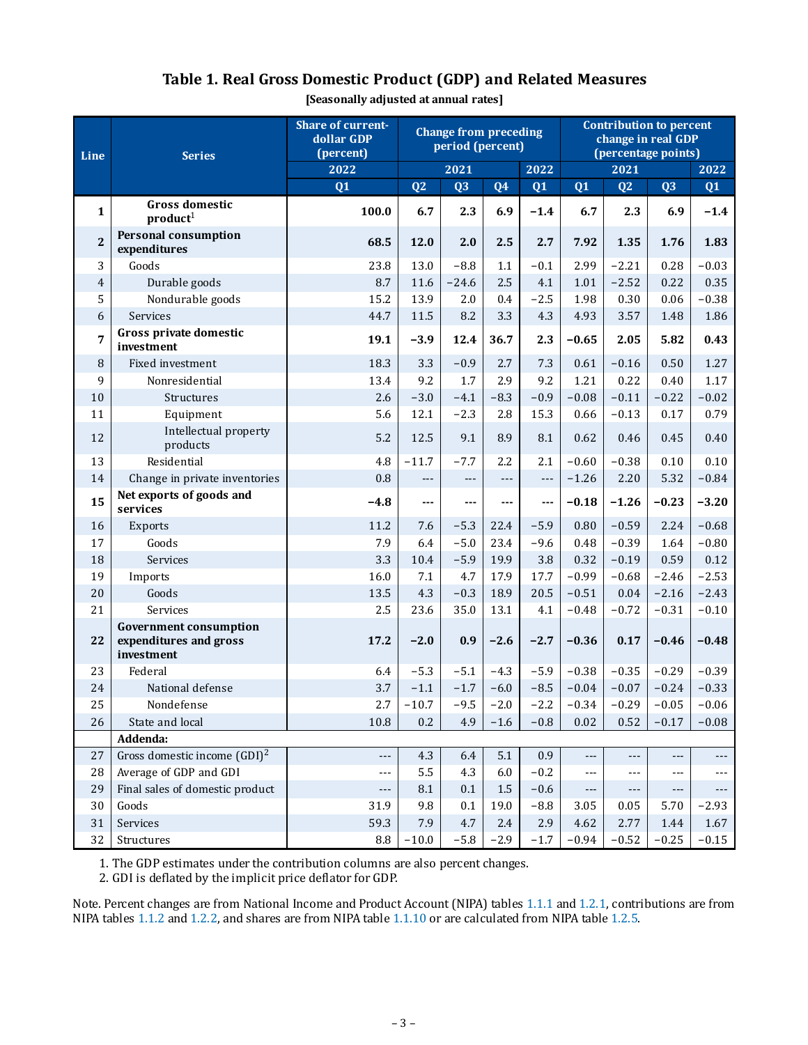# Table 1. Real Gross Domestic Product (GDP) and Related Measures

**[Seasonally adjusted at annual rates]**

| Line | Series | Share of current-dollar GDP (percent) | Change from preceding period (percent) | | | | Contribution to percent change in real GDP (percentage points) | | | |
|---|---|---|---|---|---|---|---|---|---|---|
| | | 2022 | 2021 | | | 2022 | 2021 | | | 2022 |
| | | Q1 | Q2 | Q3 | Q4 | Q1 | Q1 | Q2 | Q3 | Q1 |
| **1** | **Gross domestic product[1]** | **100.0** | **6.7** | **2.3** | **6.9** | **−1.4** | **6.7** | **2.3** | **6.9** | **−1.4** |
| **2** | **Personal consumption expenditures** | **68.5** | **12.0** | **2.0** | **2.5** | **2.7** | **7.92** | **1.35** | **1.76** | **1.83** |
| 3 | Goods | 23.8 | 13.0 | −8.8 | 1.1 | −0.1 | 2.99 | −2.21 | 0.28 | −0.03 |
| 4 | Durable goods | 8.7 | 11.6 | −24.6 | 2.5 | 4.1 | 1.01 | −2.52 | 0.22 | 0.35 |
| 5 | Nondurable goods | 15.2 | 13.9 | 2.0 | 0.4 | −2.5 | 1.98 | 0.30 | 0.06 | −0.38 |
| 6 | Services | 44.7 | 11.5 | 8.2 | 3.3 | 4.3 | 4.93 | 3.57 | 1.48 | 1.86 |
| **7** | **Gross private domestic investment** | **19.1** | **−3.9** | **12.4** | **36.7** | **2.3** | **−0.65** | **2.05** | **5.82** | **0.43** |
| 8 | Fixed investment | 18.3 | 3.3 | −0.9 | 2.7 | 7.3 | 0.61 | −0.16 | 0.50 | 1.27 |
| 9 | Nonresidential | 13.4 | 9.2 | 1.7 | 2.9 | 9.2 | 1.21 | 0.22 | 0.40 | 1.17 |
| 10 | Structures | 2.6 | −3.0 | −4.1 | −8.3 | −0.9 | −0.08 | −0.11 | −0.22 | −0.02 |
| 11 | Equipment | 5.6 | 12.1 | −2.3 | 2.8 | 15.3 | 0.66 | −0.13 | 0.17 | 0.79 |
| 12 | Intellectual property products | 5.2 | 12.5 | 9.1 | 8.9 | 8.1 | 0.62 | 0.46 | 0.45 | 0.40 |
| 13 | Residential | 4.8 | −11.7 | −7.7 | 2.2 | 2.1 | −0.60 | −0.38 | 0.10 | 0.10 |
| 14 | Change in private inventories | 0.8 | --- | --- | --- | --- | −1.26 | 2.20 | 5.32 | −0.84 |
| **15** | **Net exports of goods and services** | **−4.8** | **---** | **---** | **---** | **---** | **−0.18** | **−1.26** | **−0.23** | **−3.20** |
| 16 | Exports | 11.2 | 7.6 | −5.3 | 22.4 | −5.9 | 0.80 | −0.59 | 2.24 | −0.68 |
| 17 | Goods | 7.9 | 6.4 | −5.0 | 23.4 | −9.6 | 0.48 | −0.39 | 1.64 | −0.80 |
| 18 | Services | 3.3 | 10.4 | −5.9 | 19.9 | 3.8 | 0.32 | −0.19 | 0.59 | 0.12 |
| 19 | Imports | 16.0 | 7.1 | 4.7 | 17.9 | 17.7 | −0.99 | −0.68 | −2.46 | −2.53 |
| 20 | Goods | 13.5 | 4.3 | −0.3 | 18.9 | 20.5 | −0.51 | 0.04 | −2.16 | −2.43 |
| 21 | Services | 2.5 | 23.6 | 35.0 | 13.1 | 4.1 | −0.48 | −0.72 | −0.31 | −0.10 |
| **22** | **Government consumption expenditures and gross investment** | **17.2** | **−2.0** | **0.9** | **−2.6** | **−2.7** | **−0.36** | **0.17** | **−0.46** | **−0.48** |
| 23 | Federal | 6.4 | −5.3 | −5.1 | −4.3 | −5.9 | −0.38 | −0.35 | −0.29 | −0.39 |
| 24 | National defense | 3.7 | −1.1 | −1.7 | −6.0 | −8.5 | −0.04 | −0.07 | −0.24 | −0.33 |
| 25 | Nondefense | 2.7 | −10.7 | −9.5 | −2.0 | −2.2 | −0.34 | −0.29 | −0.05 | −0.06 |
| 26 | State and local | 10.8 | 0.2 | 4.9 | −1.6 | −0.8 | 0.02 | 0.52 | −0.17 | −0.08 |
| | **Addenda:** | | | | | | | | | |
| 27 | Gross domestic income (GDI)[2] | --- | 4.3 | 6.4 | 5.1 | 0.9 | --- | --- | --- | --- |
| 28 | Average of GDP and GDI | --- | 5.5 | 4.3 | 6.0 | −0.2 | --- | --- | --- | --- |
| 29 | Final sales of domestic product | --- | 8.1 | 0.1 | 1.5 | −0.6 | --- | --- | --- | --- |
| 30 | Goods | 31.9 | 9.8 | 0.1 | 19.0 | −8.8 | 3.05 | 0.05 | 5.70 | −2.93 |
| 31 | Services | 59.3 | 7.9 | 4.7 | 2.4 | 2.9 | 4.62 | 2.77 | 1.44 | 1.67 |
| 32 | Structures | 8.8 | −10.0 | −5.8 | −2.9 | −1.7 | −0.94 | −0.52 | −0.25 | −0.15 |

1. The GDP estimates under the contribution columns are also percent changes.
2. GDI is deflated by the implicit price deflator for GDP.

Note. Percent changes are from National Income and Product Account (NIPA) tables 1.1.1 and 1.2.1, contributions are from NIPA tables 1.1.2 and 1.2.2, and shares are from NIPA table 1.1.10 or are calculated from NIPA table 1.2.5.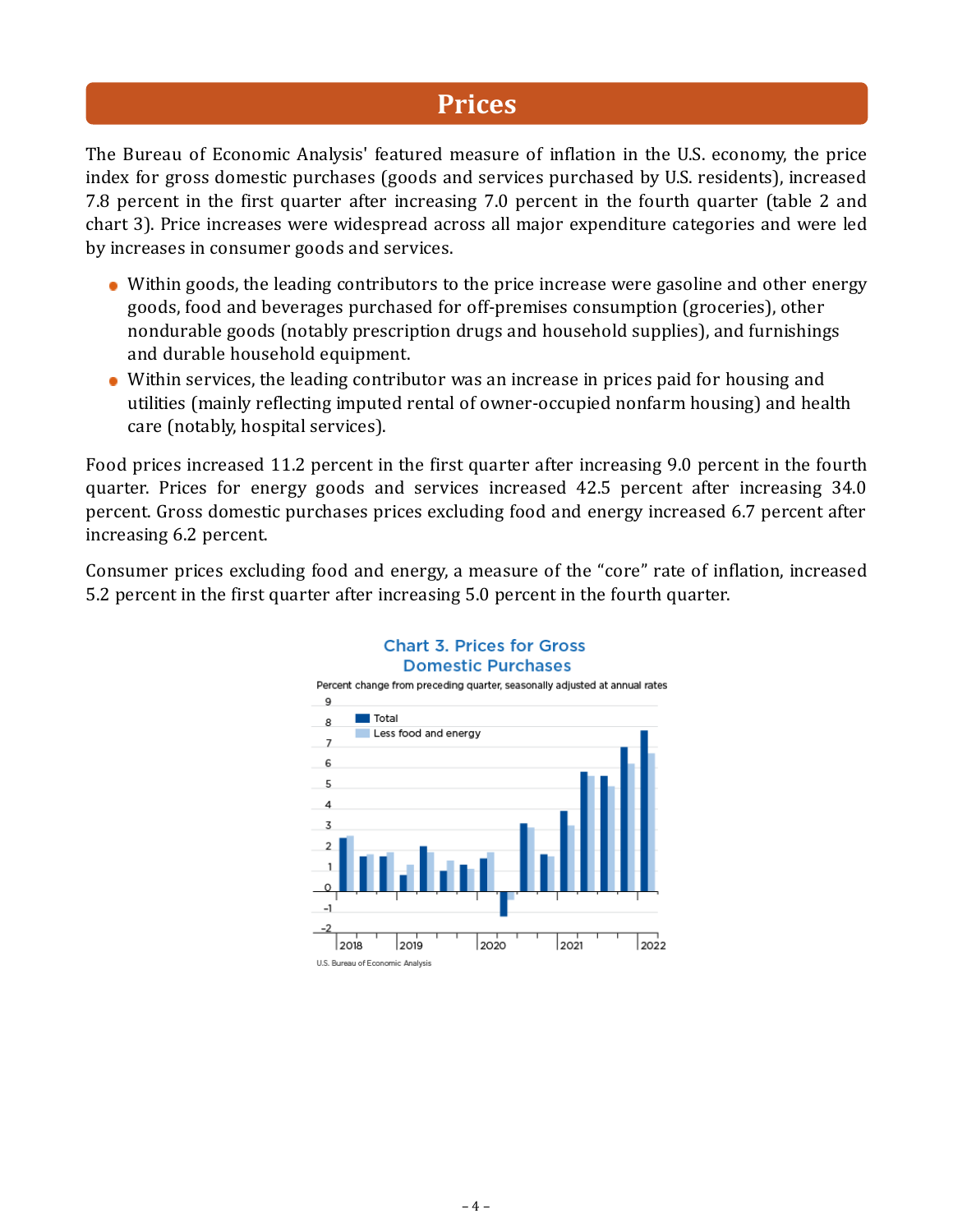# Prices

The Bureau of Economic Analysis' featured measure of inflation in the U.S. economy, the price index for gross domestic purchases (goods and services purchased by U.S. residents), increased 7.8 percent in the first quarter after increasing 7.0 percent in the fourth quarter (table 2 and chart 3). Price increases were widespread across all major expenditure categories and were led by increases in consumer goods and services.

- Within goods, the leading contributors to the price increase were gasoline and other energy goods, food and beverages purchased for off-premises consumption (groceries), other nondurable goods (notably prescription drugs and household supplies), and furnishings and durable household equipment.
- Within services, the leading contributor was an increase in prices paid for housing and utilities (mainly reflecting imputed rental of owner-occupied nonfarm housing) and health care (notably, hospital services).

Food prices increased 11.2 percent in the first quarter after increasing 9.0 percent in the fourth quarter. Prices for energy goods and services increased 42.5 percent after increasing 34.0 percent. Gross domestic purchases prices excluding food and energy increased 6.7 percent after increasing 6.2 percent.

Consumer prices excluding food and energy, a measure of the "core" rate of inflation, increased 5.2 percent in the first quarter after increasing 5.0 percent in the fourth quarter.

Chart 3. Prices for Gross Domestic Purchases

Percent change from preceding quarter, seasonally adjusted at annual rates

U.S. Bureau of Economic Analysis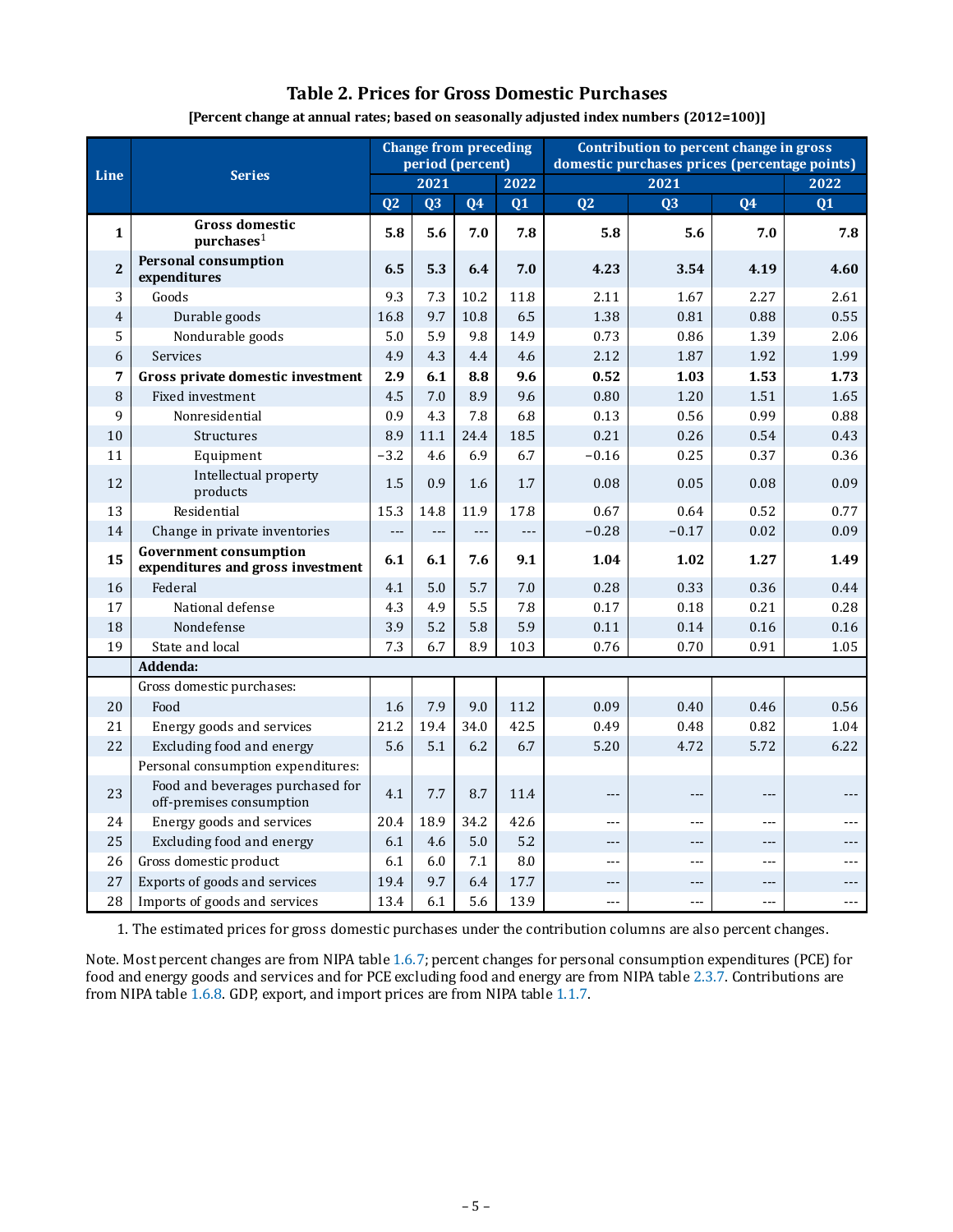## Table 2. Prices for Gross Domestic Purchases

**[Percent change at annual rates; based on seasonally adjusted index numbers (2012=100)]**

| Line | Series | Change from preceding period (percent) | | | | Contribution to percent change in gross domestic purchases prices (percentage points) | | | |
|---|---|---|---|---|---|---|---|---|---|
| | | 2021 | | | 2022 | 2021 | | | 2022 |
| | | Q2 | Q3 | Q4 | Q1 | Q2 | Q3 | Q4 | Q1 |
| **1** | **Gross domestic purchases**[1] | **5.8** | **5.6** | **7.0** | **7.8** | **5.8** | **5.6** | **7.0** | **7.8** |
| **2** | **Personal consumption expenditures** | **6.5** | **5.3** | **6.4** | **7.0** | **4.23** | **3.54** | **4.19** | **4.60** |
| 3 | Goods | 9.3 | 7.3 | 10.2 | 11.8 | 2.11 | 1.67 | 2.27 | 2.61 |
| 4 | Durable goods | 16.8 | 9.7 | 10.8 | 6.5 | 1.38 | 0.81 | 0.88 | 0.55 |
| 5 | Nondurable goods | 5.0 | 5.9 | 9.8 | 14.9 | 0.73 | 0.86 | 1.39 | 2.06 |
| 6 | Services | 4.9 | 4.3 | 4.4 | 4.6 | 2.12 | 1.87 | 1.92 | 1.99 |
| **7** | **Gross private domestic investment** | **2.9** | **6.1** | **8.8** | **9.6** | **0.52** | **1.03** | **1.53** | **1.73** |
| 8 | Fixed investment | 4.5 | 7.0 | 8.9 | 9.6 | 0.80 | 1.20 | 1.51 | 1.65 |
| 9 | Nonresidential | 0.9 | 4.3 | 7.8 | 6.8 | 0.13 | 0.56 | 0.99 | 0.88 |
| 10 | Structures | 8.9 | 11.1 | 24.4 | 18.5 | 0.21 | 0.26 | 0.54 | 0.43 |
| 11 | Equipment | −3.2 | 4.6 | 6.9 | 6.7 | −0.16 | 0.25 | 0.37 | 0.36 |
| 12 | Intellectual property products | 1.5 | 0.9 | 1.6 | 1.7 | 0.08 | 0.05 | 0.08 | 0.09 |
| 13 | Residential | 15.3 | 14.8 | 11.9 | 17.8 | 0.67 | 0.64 | 0.52 | 0.77 |
| 14 | Change in private inventories | --- | --- | --- | --- | −0.28 | −0.17 | 0.02 | 0.09 |
| **15** | **Government consumption expenditures and gross investment** | **6.1** | **6.1** | **7.6** | **9.1** | **1.04** | **1.02** | **1.27** | **1.49** |
| 16 | Federal | 4.1 | 5.0 | 5.7 | 7.0 | 0.28 | 0.33 | 0.36 | 0.44 |
| 17 | National defense | 4.3 | 4.9 | 5.5 | 7.8 | 0.17 | 0.18 | 0.21 | 0.28 |
| 18 | Nondefense | 3.9 | 5.2 | 5.8 | 5.9 | 0.11 | 0.14 | 0.16 | 0.16 |
| 19 | State and local | 7.3 | 6.7 | 8.9 | 10.3 | 0.76 | 0.70 | 0.91 | 1.05 |
| | **Addenda:** | | | | | | | | |
| | Gross domestic purchases: | | | | | | | | |
| 20 | Food | 1.6 | 7.9 | 9.0 | 11.2 | 0.09 | 0.40 | 0.46 | 0.56 |
| 21 | Energy goods and services | 21.2 | 19.4 | 34.0 | 42.5 | 0.49 | 0.48 | 0.82 | 1.04 |
| 22 | Excluding food and energy | 5.6 | 5.1 | 6.2 | 6.7 | 5.20 | 4.72 | 5.72 | 6.22 |
| | Personal consumption expenditures: | | | | | | | | |
| 23 | Food and beverages purchased for off-premises consumption | 4.1 | 7.7 | 8.7 | 11.4 | --- | --- | --- | --- |
| 24 | Energy goods and services | 20.4 | 18.9 | 34.2 | 42.6 | --- | --- | --- | --- |
| 25 | Excluding food and energy | 6.1 | 4.6 | 5.0 | 5.2 | --- | --- | --- | --- |
| 26 | Gross domestic product | 6.1 | 6.0 | 7.1 | 8.0 | --- | --- | --- | --- |
| 27 | Exports of goods and services | 19.4 | 9.7 | 6.4 | 17.7 | --- | --- | --- | --- |
| 28 | Imports of goods and services | 13.4 | 6.1 | 5.6 | 13.9 | --- | --- | --- | --- |

1. The estimated prices for gross domestic purchases under the contribution columns are also percent changes.

Note. Most percent changes are from NIPA table 1.6.7; percent changes for personal consumption expenditures (PCE) for food and energy goods and services and for PCE excluding food and energy are from NIPA table 2.3.7. Contributions are from NIPA table 1.6.8. GDP, export, and import prices are from NIPA table 1.1.7.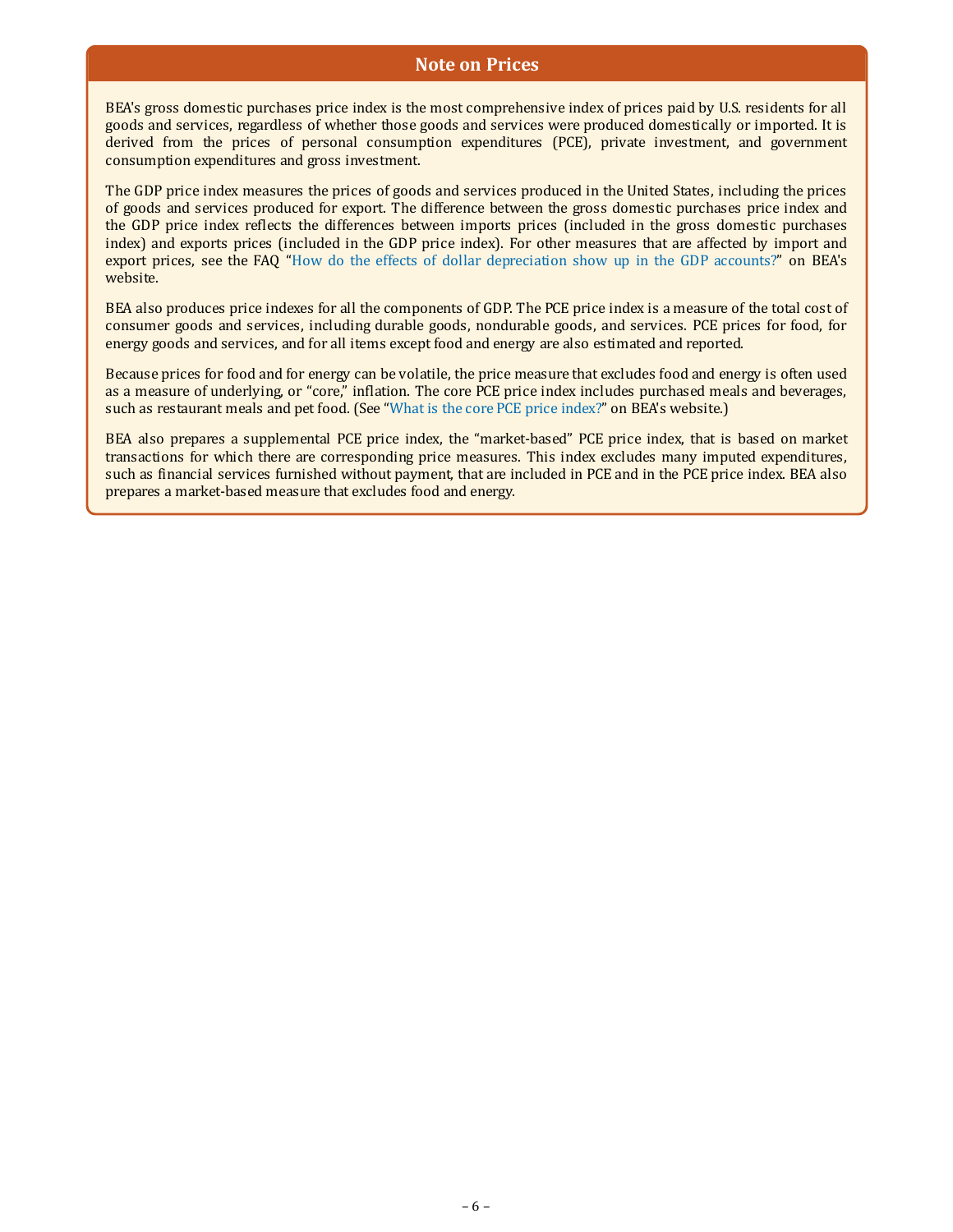## Note on Prices

BEA's gross domestic purchases price index is the most comprehensive index of prices paid by U.S. residents for all goods and services, regardless of whether those goods and services were produced domestically or imported. It is derived from the prices of personal consumption expenditures (PCE), private investment, and government consumption expenditures and gross investment.

The GDP price index measures the prices of goods and services produced in the United States, including the prices of goods and services produced for export. The difference between the gross domestic purchases price index and the GDP price index reflects the differences between imports prices (included in the gross domestic purchases index) and exports prices (included in the GDP price index). For other measures that are affected by import and export prices, see the FAQ "How do the effects of dollar depreciation show up in the GDP accounts?" on BEA's website.

BEA also produces price indexes for all the components of GDP. The PCE price index is a measure of the total cost of consumer goods and services, including durable goods, nondurable goods, and services. PCE prices for food, for energy goods and services, and for all items except food and energy are also estimated and reported.

Because prices for food and for energy can be volatile, the price measure that excludes food and energy is often used as a measure of underlying, or "core," inflation. The core PCE price index includes purchased meals and beverages, such as restaurant meals and pet food. (See "What is the core PCE price index?" on BEA's website.)

BEA also prepares a supplemental PCE price index, the "market-based" PCE price index, that is based on market transactions for which there are corresponding price measures. This index excludes many imputed expenditures, such as financial services furnished without payment, that are included in PCE and in the PCE price index. BEA also prepares a market-based measure that excludes food and energy.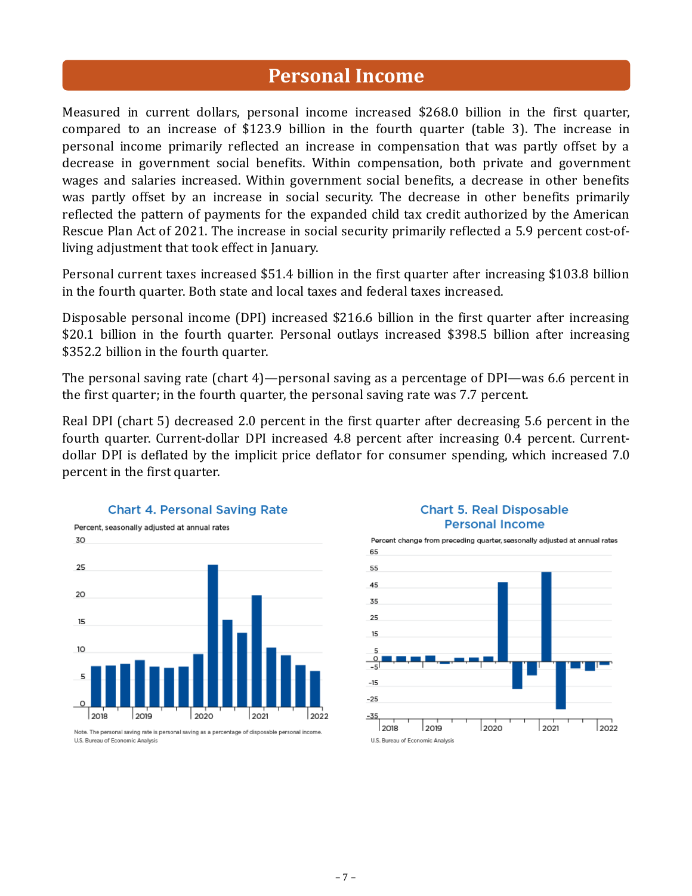# Personal Income

Measured in current dollars, personal income increased $268.0 billion in the first quarter, compared to an increase of $123.9 billion in the fourth quarter (table 3). The increase in personal income primarily reflected an increase in compensation that was partly offset by a decrease in government social benefits. Within compensation, both private and government wages and salaries increased. Within government social benefits, a decrease in other benefits was partly offset by an increase in social security. The decrease in other benefits primarily reflected the pattern of payments for the expanded child tax credit authorized by the American Rescue Plan Act of 2021. The increase in social security primarily reflected a 5.9 percent cost-of-living adjustment that took effect in January.

Personal current taxes increased $51.4 billion in the first quarter after increasing $103.8 billion in the fourth quarter. Both state and local taxes and federal taxes increased.

Disposable personal income (DPI) increased $216.6 billion in the first quarter after increasing $20.1 billion in the fourth quarter. Personal outlays increased $398.5 billion after increasing $352.2 billion in the fourth quarter.

The personal saving rate (chart 4)—personal saving as a percentage of DPI—was 6.6 percent in the first quarter; in the fourth quarter, the personal saving rate was 7.7 percent.

Real DPI (chart 5) decreased 2.0 percent in the first quarter after decreasing 5.6 percent in the fourth quarter. Current-dollar DPI increased 4.8 percent after increasing 0.4 percent. Current-dollar DPI is deflated by the implicit price deflator for consumer spending, which increased 7.0 percent in the first quarter.

**Chart 4. Personal Saving Rate**

Percent, seasonally adjusted at annual rates

Note. The personal saving rate is personal saving as a percentage of disposable personal income.
U.S. Bureau of Economic Analysis

**Chart 5. Real Disposable Personal Income**

Percent change from preceding quarter, seasonally adjusted at annual rates

U.S. Bureau of Economic Analysis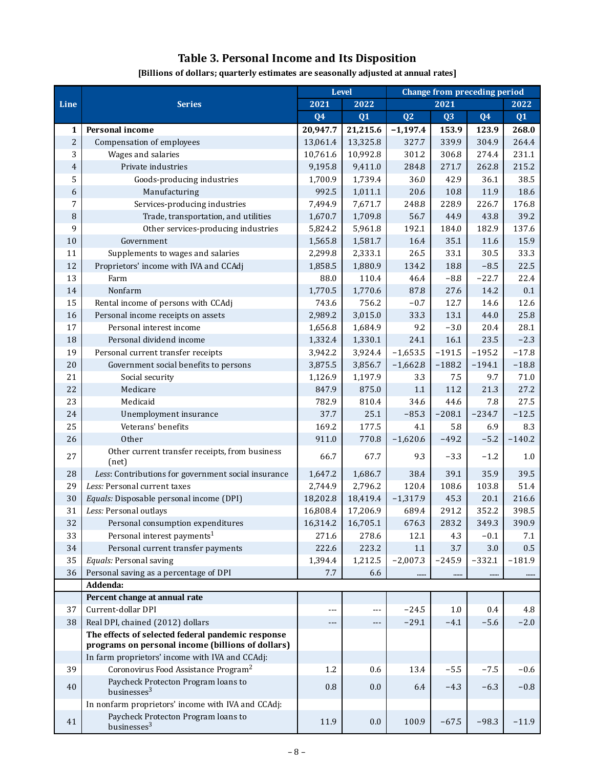# Table 3. Personal Income and Its Disposition

**[Billions of dollars; quarterly estimates are seasonally adjusted at annual rates]**

| Line | Series | Level | | Change from preceding period | | | |
|---|---|---|---|---|---|---|---|
| | | 2021 | 2022 | 2021 | | | 2022 |
| | | Q4 | Q1 | Q2 | Q3 | Q4 | Q1 |
| **1** | **Personal income** | **20,947.7** | **21,215.6** | **−1,197.4** | **153.9** | **123.9** | **268.0** |
| 2 | Compensation of employees | 13,061.4 | 13,325.8 | 327.7 | 339.9 | 304.9 | 264.4 |
| 3 | Wages and salaries | 10,761.6 | 10,992.8 | 301.2 | 306.8 | 274.4 | 231.1 |
| 4 | Private industries | 9,195.8 | 9,411.0 | 284.8 | 271.7 | 262.8 | 215.2 |
| 5 | Goods-producing industries | 1,700.9 | 1,739.4 | 36.0 | 42.9 | 36.1 | 38.5 |
| 6 | Manufacturing | 992.5 | 1,011.1 | 20.6 | 10.8 | 11.9 | 18.6 |
| 7 | Services-producing industries | 7,494.9 | 7,671.7 | 248.8 | 228.9 | 226.7 | 176.8 |
| 8 | Trade, transportation, and utilities | 1,670.7 | 1,709.8 | 56.7 | 44.9 | 43.8 | 39.2 |
| 9 | Other services-producing industries | 5,824.2 | 5,961.8 | 192.1 | 184.0 | 182.9 | 137.6 |
| 10 | Government | 1,565.8 | 1,581.7 | 16.4 | 35.1 | 11.6 | 15.9 |
| 11 | Supplements to wages and salaries | 2,299.8 | 2,333.1 | 26.5 | 33.1 | 30.5 | 33.3 |
| 12 | Proprietors' income with IVA and CCAdj | 1,858.5 | 1,880.9 | 134.2 | 18.8 | −8.5 | 22.5 |
| 13 | Farm | 88.0 | 110.4 | 46.4 | −8.8 | −22.7 | 22.4 |
| 14 | Nonfarm | 1,770.5 | 1,770.6 | 87.8 | 27.6 | 14.2 | 0.1 |
| 15 | Rental income of persons with CCAdj | 743.6 | 756.2 | −0.7 | 12.7 | 14.6 | 12.6 |
| 16 | Personal income receipts on assets | 2,989.2 | 3,015.0 | 33.3 | 13.1 | 44.0 | 25.8 |
| 17 | Personal interest income | 1,656.8 | 1,684.9 | 9.2 | −3.0 | 20.4 | 28.1 |
| 18 | Personal dividend income | 1,332.4 | 1,330.1 | 24.1 | 16.1 | 23.5 | −2.3 |
| 19 | Personal current transfer receipts | 3,942.2 | 3,924.4 | −1,653.5 | −191.5 | −195.2 | −17.8 |
| 20 | Government social benefits to persons | 3,875.5 | 3,856.7 | −1,662.8 | −188.2 | −194.1 | −18.8 |
| 21 | Social security | 1,126.9 | 1,197.9 | 3.3 | 7.5 | 9.7 | 71.0 |
| 22 | Medicare | 847.9 | 875.0 | 1.1 | 11.2 | 21.3 | 27.2 |
| 23 | Medicaid | 782.9 | 810.4 | 34.6 | 44.6 | 7.8 | 27.5 |
| 24 | Unemployment insurance | 37.7 | 25.1 | −85.3 | −208.1 | −234.7 | −12.5 |
| 25 | Veterans' benefits | 169.2 | 177.5 | 4.1 | 5.8 | 6.9 | 8.3 |
| 26 | Other | 911.0 | 770.8 | −1,620.6 | −49.2 | −5.2 | −140.2 |
| 27 | Other current transfer receipts, from business (net) | 66.7 | 67.7 | 9.3 | −3.3 | −1.2 | 1.0 |
| 28 | *Less*: Contributions for government social insurance | 1,647.2 | 1,686.7 | 38.4 | 39.1 | 35.9 | 39.5 |
| 29 | *Less:* Personal current taxes | 2,744.9 | 2,796.2 | 120.4 | 108.6 | 103.8 | 51.4 |
| 30 | *Equals:* Disposable personal income (DPI) | 18,202.8 | 18,419.4 | −1,317.9 | 45.3 | 20.1 | 216.6 |
| 31 | *Less:* Personal outlays | 16,808.4 | 17,206.9 | 689.4 | 291.2 | 352.2 | 398.5 |
| 32 | Personal consumption expenditures | 16,314.2 | 16,705.1 | 676.3 | 283.2 | 349.3 | 390.9 |
| 33 | Personal interest payments[1] | 271.6 | 278.6 | 12.1 | 4.3 | −0.1 | 7.1 |
| 34 | Personal current transfer payments | 222.6 | 223.2 | 1.1 | 3.7 | 3.0 | 0.5 |
| 35 | *Equals:* Personal saving | 1,394.4 | 1,212.5 | −2,007.3 | −245.9 | −332.1 | −181.9 |
| 36 | Personal saving as a percentage of DPI | 7.7 | 6.6 | ...... | ...... | ...... | ...... |
| | **Addenda:** | | | | | | |
| | **Percent change at annual rate** | | | | | | |
| 37 | Current-dollar DPI | --- | --- | −24.5 | 1.0 | 0.4 | 4.8 |
| 38 | Real DPI, chained (2012) dollars | --- | --- | −29.1 | −4.1 | −5.6 | −2.0 |
| | **The effects of selected federal pandemic response programs on personal income (billions of dollars)** | | | | | | |
| | In farm proprietors' income with IVA and CCAdj: | | | | | | |
| 39 | Coronovirus Food Assistance Program[2] | 1.2 | 0.6 | 13.4 | −5.5 | −7.5 | −0.6 |
| 40 | Paycheck Protecton Program loans to businesses[3] | 0.8 | 0.0 | 6.4 | −4.3 | −6.3 | −0.8 |
| | In nonfarm proprietors' income with IVA and CCAdj: | | | | | | |
| 41 | Paycheck Protecton Program loans to businesses[3] | 11.9 | 0.0 | 100.9 | −67.5 | −98.3 | −11.9 |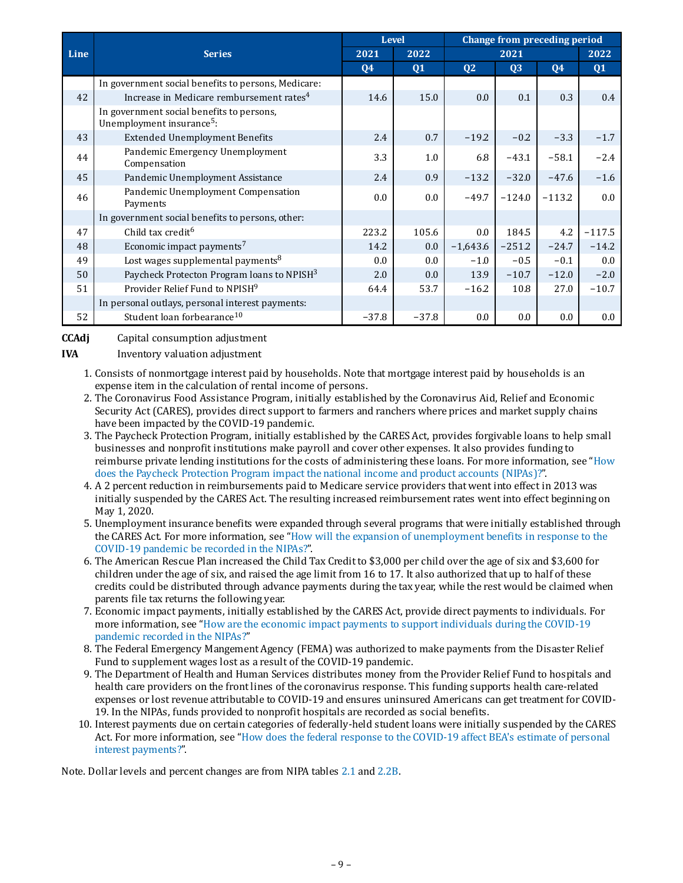| Line | Series | Level | | Change from preceding period | | | |
|---|---|---|---|---|---|---|---|
| | | 2021 | 2022 | 2021 | | | 2022 |
| | | Q4 | Q1 | Q2 | Q3 | Q4 | Q1 |
| | In government social benefits to persons, Medicare: | | | | | | |
| 42 | Increase in Medicare rembursement rates[4] | 14.6 | 15.0 | 0.0 | 0.1 | 0.3 | 0.4 |
| | In government social benefits to persons, Unemployment insurance[5]: | | | | | | |
| 43 | Extended Unemployment Benefits | 2.4 | 0.7 | −19.2 | −0.2 | −3.3 | −1.7 |
| 44 | Pandemic Emergency Unemployment Compensation | 3.3 | 1.0 | 6.8 | −43.1 | −58.1 | −2.4 |
| 45 | Pandemic Unemployment Assistance | 2.4 | 0.9 | −13.2 | −32.0 | −47.6 | −1.6 |
| 46 | Pandemic Unemployment Compensation Payments | 0.0 | 0.0 | −49.7 | −124.0 | −113.2 | 0.0 |
| | In government social benefits to persons, other: | | | | | | |
| 47 | Child tax credit[6] | 223.2 | 105.6 | 0.0 | 184.5 | 4.2 | −117.5 |
| 48 | Economic impact payments[7] | 14.2 | 0.0 | −1,643.6 | −251.2 | −24.7 | −14.2 |
| 49 | Lost wages supplemental payments[8] | 0.0 | 0.0 | −1.0 | −0.5 | −0.1 | 0.0 |
| 50 | Paycheck Protecton Program loans to NPISH[3] | 2.0 | 0.0 | 13.9 | −10.7 | −12.0 | −2.0 |
| 51 | Provider Relief Fund to NPISH[9] | 64.4 | 53.7 | −16.2 | 10.8 | 27.0 | −10.7 |
| | In personal outlays, personal interest payments: | | | | | | |
| 52 | Student loan forbearance[10] | −37.8 | −37.8 | 0.0 | 0.0 | 0.0 | 0.0 |

**CCAdj** Capital consumption adjustment

**IVA** Inventory valuation adjustment

1. Consists of nonmortgage interest paid by households. Note that mortgage interest paid by households is an expense item in the calculation of rental income of persons.
2. The Coronavirus Food Assistance Program, initially established by the Coronavirus Aid, Relief and Economic Security Act (CARES), provides direct support to farmers and ranchers where prices and market supply chains have been impacted by the COVID-19 pandemic.
3. The Paycheck Protection Program, initially established by the CARES Act, provides forgivable loans to help small businesses and nonprofit institutions make payroll and cover other expenses. It also provides funding to reimburse private lending institutions for the costs of administering these loans. For more information, see "How does the Paycheck Protection Program impact the national income and product accounts (NIPAs)?".
4. A 2 percent reduction in reimbursements paid to Medicare service providers that went into effect in 2013 was initially suspended by the CARES Act. The resulting increased reimbursement rates went into effect beginning on May 1, 2020.
5. Unemployment insurance benefits were expanded through several programs that were initially established through the CARES Act. For more information, see "How will the expansion of unemployment benefits in response to the COVID-19 pandemic be recorded in the NIPAs?".
6. The American Rescue Plan increased the Child Tax Credit to $3,000 per child over the age of six and $3,600 for children under the age of six, and raised the age limit from 16 to 17. It also authorized that up to half of these credits could be distributed through advance payments during the tax year, while the rest would be claimed when parents file tax returns the following year.
7. Economic impact payments, initially established by the CARES Act, provide direct payments to individuals. For more information, see "How are the economic impact payments to support individuals during the COVID-19 pandemic recorded in the NIPAs?"
8. The Federal Emergency Mangement Agency (FEMA) was authorized to make payments from the Disaster Relief Fund to supplement wages lost as a result of the COVID-19 pandemic.
9. The Department of Health and Human Services distributes money from the Provider Relief Fund to hospitals and health care providers on the front lines of the coronavirus response. This funding supports health care-related expenses or lost revenue attributable to COVID-19 and ensures uninsured Americans can get treatment for COVID-19. In the NIPAs, funds provided to nonprofit hospitals are recorded as social benefits.
10. Interest payments due on certain categories of federally-held student loans were initially suspended by the CARES Act. For more information, see "How does the federal response to the COVID-19 affect BEA's estimate of personal interest payments?".

Note. Dollar levels and percent changes are from NIPA tables 2.1 and 2.2B.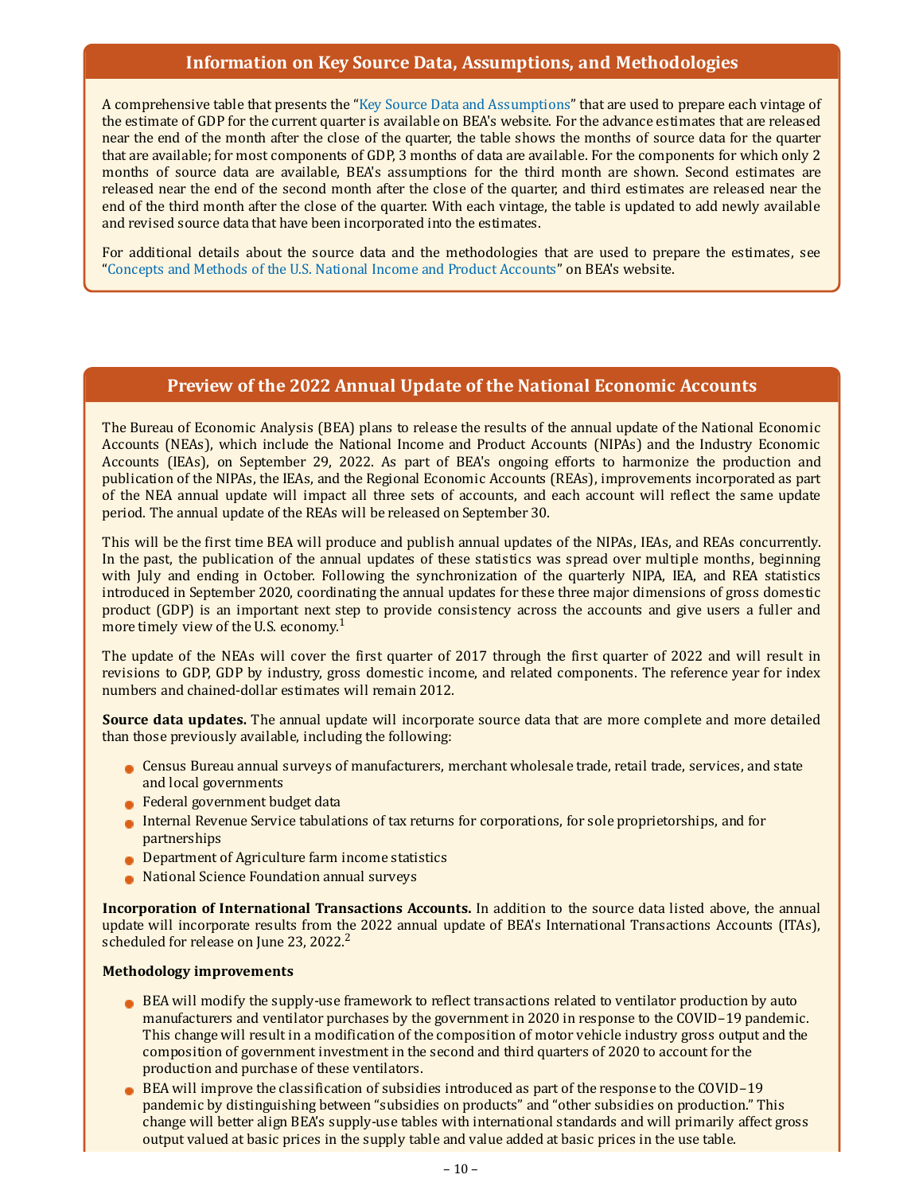## Information on Key Source Data, Assumptions, and Methodologies

A comprehensive table that presents the "Key Source Data and Assumptions" that are used to prepare each vintage of the estimate of GDP for the current quarter is available on BEA's website. For the advance estimates that are released near the end of the month after the close of the quarter, the table shows the months of source data for the quarter that are available; for most components of GDP, 3 months of data are available. For the components for which only 2 months of source data are available, BEA's assumptions for the third month are shown. Second estimates are released near the end of the second month after the close of the quarter, and third estimates are released near the end of the third month after the close of the quarter. With each vintage, the table is updated to add newly available and revised source data that have been incorporated into the estimates.

For additional details about the source data and the methodologies that are used to prepare the estimates, see "Concepts and Methods of the U.S. National Income and Product Accounts" on BEA's website.

## Preview of the 2022 Annual Update of the National Economic Accounts

The Bureau of Economic Analysis (BEA) plans to release the results of the annual update of the National Economic Accounts (NEAs), which include the National Income and Product Accounts (NIPAs) and the Industry Economic Accounts (IEAs), on September 29, 2022. As part of BEA's ongoing efforts to harmonize the production and publication of the NIPAs, the IEAs, and the Regional Economic Accounts (REAs), improvements incorporated as part of the NEA annual update will impact all three sets of accounts, and each account will reflect the same update period. The annual update of the REAs will be released on September 30.

This will be the first time BEA will produce and publish annual updates of the NIPAs, IEAs, and REAs concurrently. In the past, the publication of the annual updates of these statistics was spread over multiple months, beginning with July and ending in October. Following the synchronization of the quarterly NIPA, IEA, and REA statistics introduced in September 2020, coordinating the annual updates for these three major dimensions of gross domestic product (GDP) is an important next step to provide consistency across the accounts and give users a fuller and more timely view of the U.S. economy.[1]

The update of the NEAs will cover the first quarter of 2017 through the first quarter of 2022 and will result in revisions to GDP, GDP by industry, gross domestic income, and related components. The reference year for index numbers and chained-dollar estimates will remain 2012.

**Source data updates.** The annual update will incorporate source data that are more complete and more detailed than those previously available, including the following:

- Census Bureau annual surveys of manufacturers, merchant wholesale trade, retail trade, services, and state and local governments
- Federal government budget data
- Internal Revenue Service tabulations of tax returns for corporations, for sole proprietorships, and for partnerships
- Department of Agriculture farm income statistics
- National Science Foundation annual surveys

**Incorporation of International Transactions Accounts.** In addition to the source data listed above, the annual update will incorporate results from the 2022 annual update of BEA's International Transactions Accounts (ITAs), scheduled for release on June 23, 2022.[2]

**Methodology improvements**

- BEA will modify the supply-use framework to reflect transactions related to ventilator production by auto manufacturers and ventilator purchases by the government in 2020 in response to the COVID–19 pandemic. This change will result in a modification of the composition of motor vehicle industry gross output and the composition of government investment in the second and third quarters of 2020 to account for the production and purchase of these ventilators.
- BEA will improve the classification of subsidies introduced as part of the response to the COVID–19 pandemic by distinguishing between "subsidies on products" and "other subsidies on production." This change will better align BEA's supply-use tables with international standards and will primarily affect gross output valued at basic prices in the supply table and value added at basic prices in the use table.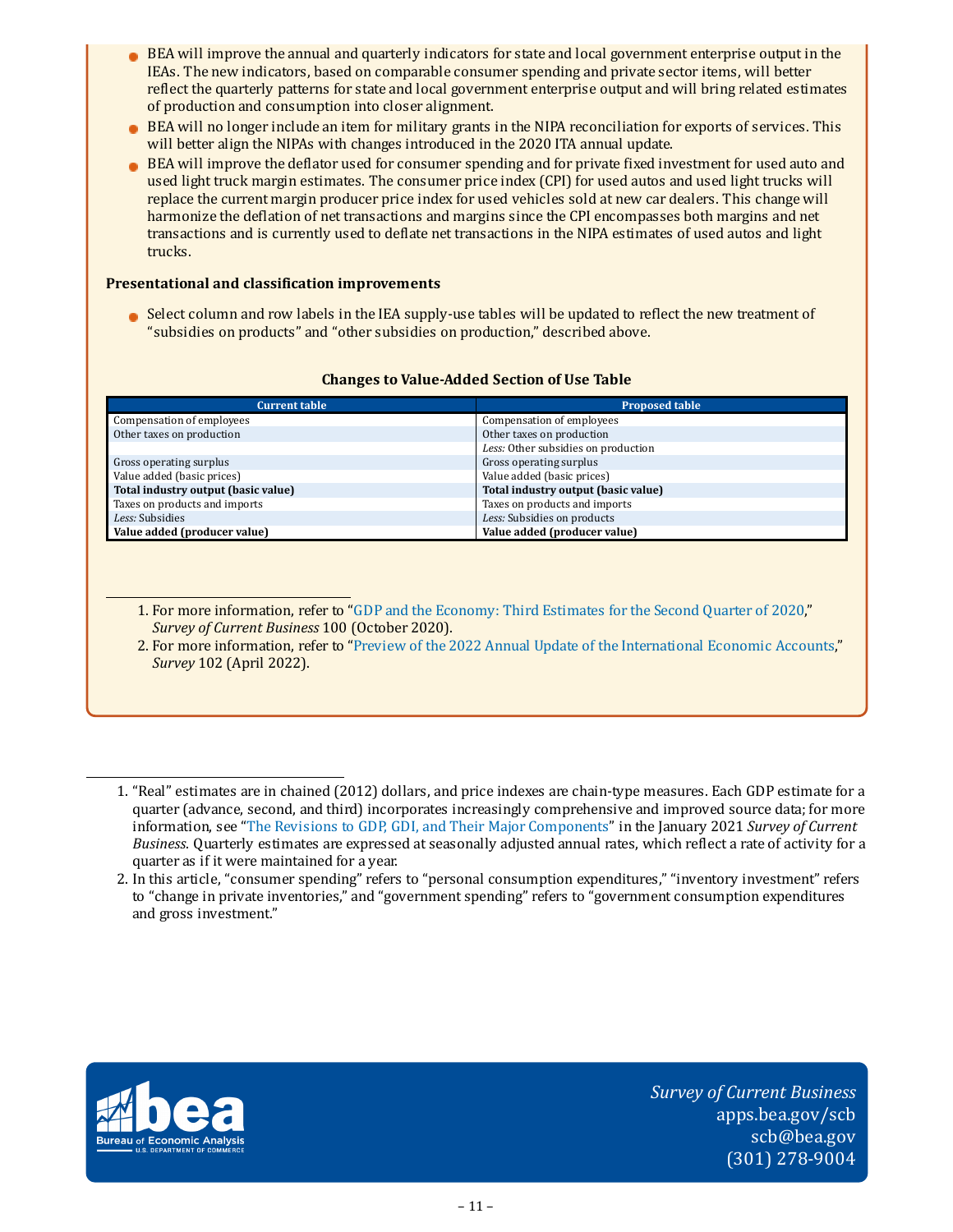- BEA will improve the annual and quarterly indicators for state and local government enterprise output in the IEAs. The new indicators, based on comparable consumer spending and private sector items, will better reflect the quarterly patterns for state and local government enterprise output and will bring related estimates of production and consumption into closer alignment.
- BEA will no longer include an item for military grants in the NIPA reconciliation for exports of services. This will better align the NIPAs with changes introduced in the 2020 ITA annual update.
- BEA will improve the deflator used for consumer spending and for private fixed investment for used auto and used light truck margin estimates. The consumer price index (CPI) for used autos and used light trucks will replace the current margin producer price index for used vehicles sold at new car dealers. This change will harmonize the deflation of net transactions and margins since the CPI encompasses both margins and net transactions and is currently used to deflate net transactions in the NIPA estimates of used autos and light trucks.

**Presentational and classification improvements**

- Select column and row labels in the IEA supply-use tables will be updated to reflect the new treatment of "subsidies on products" and "other subsidies on production," described above.

**Changes to Value-Added Section of Use Table**

| Current table | Proposed table |
|---|---|
| Compensation of employees | Compensation of employees |
| Other taxes on production | Other taxes on production |
| | *Less:* Other subsidies on production |
| Gross operating surplus | Gross operating surplus |
| Value added (basic prices) | Value added (basic prices) |
| **Total industry output (basic value)** | **Total industry output (basic value)** |
| Taxes on products and imports | Taxes on products and imports |
| *Less:* Subsidies | *Less:* Subsidies on products |
| **Value added (producer value)** | **Value added (producer value)** |

1. For more information, refer to "GDP and the Economy: Third Estimates for the Second Quarter of 2020," *Survey of Current Business* 100 (October 2020).
2. For more information, refer to "Preview of the 2022 Annual Update of the International Economic Accounts," *Survey* 102 (April 2022).

---

1. "Real" estimates are in chained (2012) dollars, and price indexes are chain-type measures. Each GDP estimate for a quarter (advance, second, and third) incorporates increasingly comprehensive and improved source data; for more information, see "The Revisions to GDP, GDI, and Their Major Components" in the January 2021 *Survey of Current Business*. Quarterly estimates are expressed at seasonally adjusted annual rates, which reflect a rate of activity for a quarter as if it were maintained for a year.
2. In this article, "consumer spending" refers to "personal consumption expenditures," "inventory investment" refers to "change in private inventories," and "government spending" refers to "government consumption expenditures and gross investment."

bea
Bureau of Economic Analysis
U.S. DEPARTMENT OF COMMERCE

*Survey of Current Business*
apps.bea.gov/scb
scb@bea.gov
(301) 278-9004